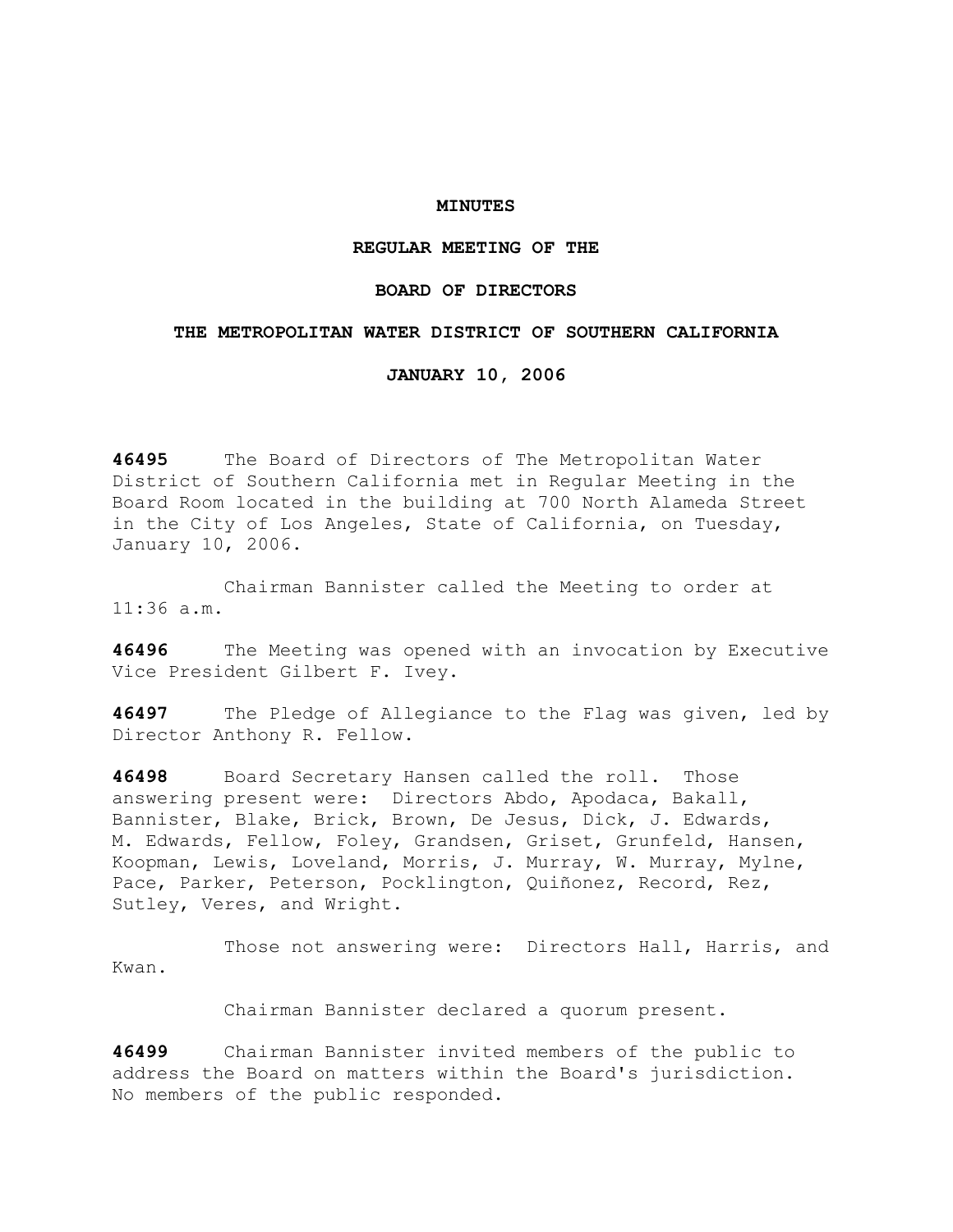# MINUTES

## REGULAR MEETING OF THE

## BOARD OF DIRECTORS

## THE METROPOLITAN WATER DISTRICT OF SOUTHERN CALIFORNIA

## JANUARY 10, 2006

**46495** The Board of Directors of The Metropolitan Water District of Southern California met in Regular Meeting in the Board Room located in the building at 700 North Alameda Street in the City of Los Angeles, State of California, on Tuesday, January 10, 2006.

Chairman Bannister called the Meeting to order at 11:36 a.m.

**46496** The Meeting was opened with an invocation by Executive Vice President Gilbert F. Ivey.

**46497** The Pledge of Allegiance to the Flag was given, led by Director Anthony R. Fellow.

**46498** Board Secretary Hansen called the roll. Those answering present were: Directors Abdo, Apodaca, Bakall, Bannister, Blake, Brick, Brown, De Jesus, Dick, J. Edwards, M. Edwards, Fellow, Foley, Grandsen, Griset, Grunfeld, Hansen, Koopman, Lewis, Loveland, Morris, J. Murray, W. Murray, Mylne, Pace, Parker, Peterson, Pocklington, Quiñonez, Record, Rez, Sutley, Veres, and Wright.

Those not answering were: Directors Hall, Harris, and Kwan.

Chairman Bannister declared a quorum present.

**46499** Chairman Bannister invited members of the public to address the Board on matters within the Board's jurisdiction. No members of the public responded.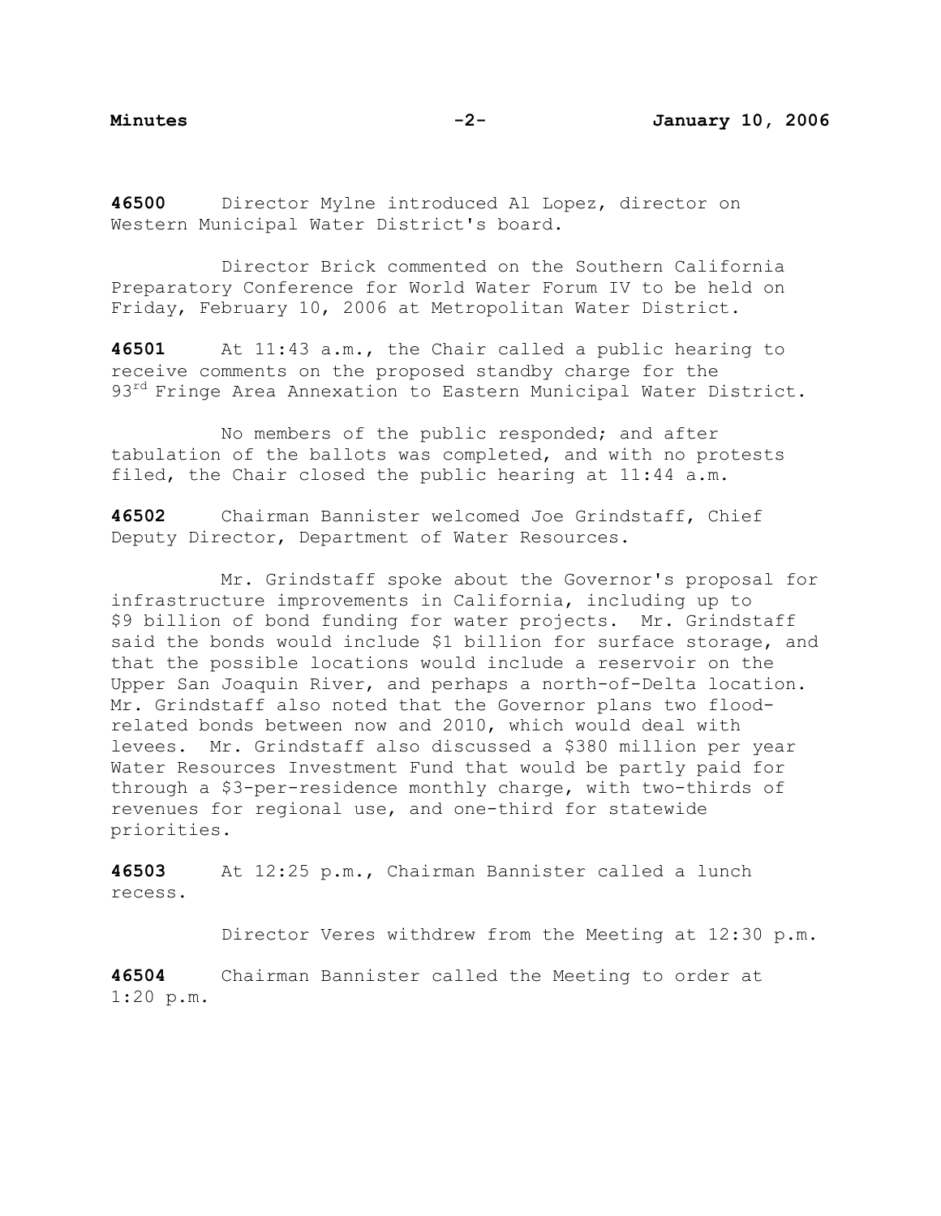**46500** Director Mylne introduced Al Lopez, director on Western Municipal Water District's board.

Director Brick commented on the Southern California Preparatory Conference for World Water Forum IV to be held on Friday, February 10, 2006 at Metropolitan Water District.

**46501** At 11:43 a.m., the Chair called a public hearing to receive comments on the proposed standby charge for the 93rd Fringe Area Annexation to Eastern Municipal Water District.

No members of the public responded; and after tabulation of the ballots was completed, and with no protests filed, the Chair closed the public hearing at 11:44 a.m.

**46502** Chairman Bannister welcomed Joe Grindstaff, Chief Deputy Director, Department of Water Resources.

Mr. Grindstaff spoke about the Governor's proposal for infrastructure improvements in California, including up to $9 billion of bond funding for water projects. Mr. Grindstaff said the bonds would include $1 billion for surface storage, and that the possible locations would include a reservoir on the Upper San Joaquin River, and perhaps a north-of-Delta location. Mr. Grindstaff also noted that the Governor plans two flood-related bonds between now and 2010, which would deal with levees. Mr. Grindstaff also discussed a $380 million per year Water Resources Investment Fund that would be partly paid for through a $3-per-residence monthly charge, with two-thirds of revenues for regional use, and one-third for statewide priorities.

**46503** At 12:25 p.m., Chairman Bannister called a lunch recess.

Director Veres withdrew from the Meeting at 12:30 p.m.

**46504** Chairman Bannister called the Meeting to order at 1:20 p.m.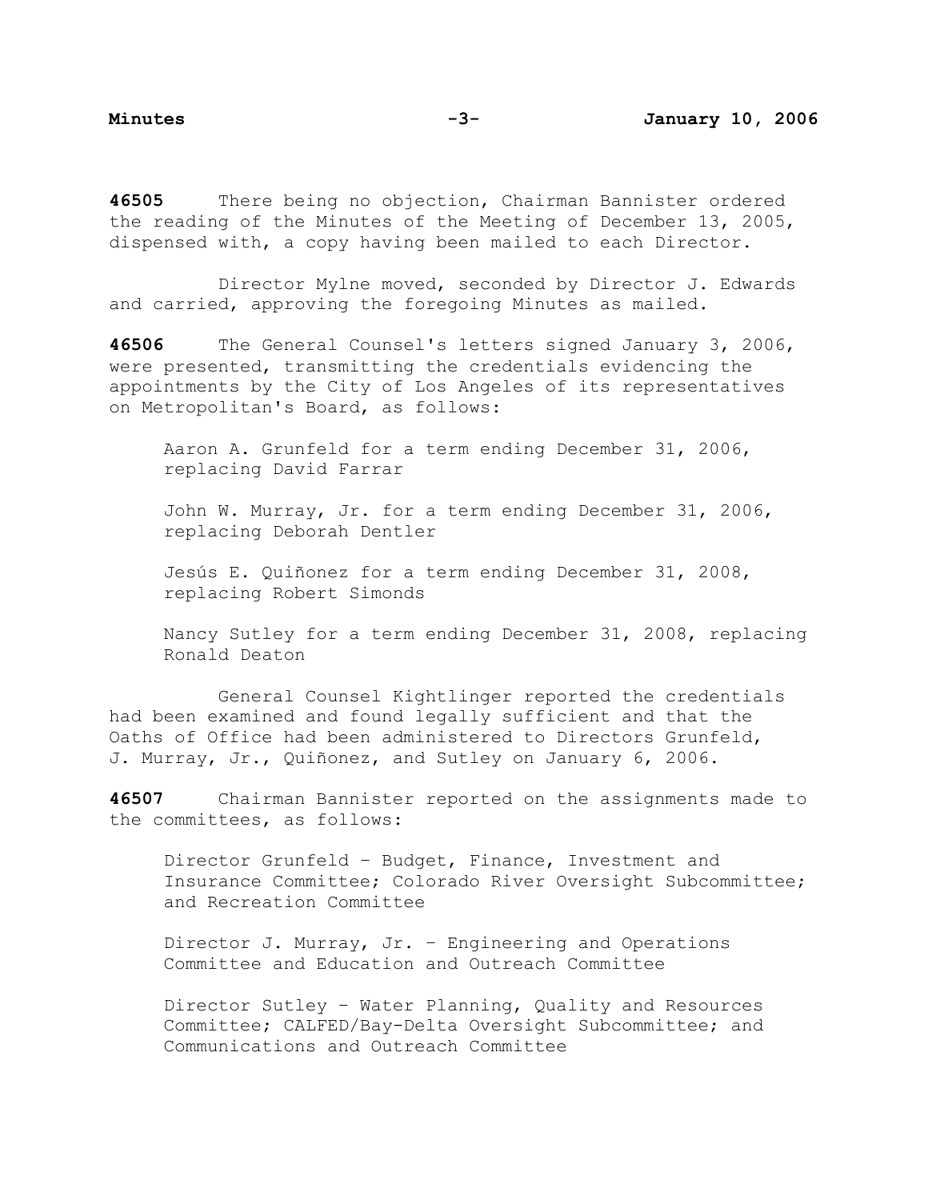**46505** There being no objection, Chairman Bannister ordered the reading of the Minutes of the Meeting of December 13, 2005, dispensed with, a copy having been mailed to each Director.

Director Mylne moved, seconded by Director J. Edwards and carried, approving the foregoing Minutes as mailed.

**46506** The General Counsel's letters signed January 3, 2006, were presented, transmitting the credentials evidencing the appointments by the City of Los Angeles of its representatives on Metropolitan's Board, as follows:

> Aaron A. Grunfeld for a term ending December 31, 2006, replacing David Farrar
>
> John W. Murray, Jr. for a term ending December 31, 2006, replacing Deborah Dentler
>
> Jesús E. Quiñonez for a term ending December 31, 2008, replacing Robert Simonds
>
> Nancy Sutley for a term ending December 31, 2008, replacing Ronald Deaton

General Counsel Kightlinger reported the credentials had been examined and found legally sufficient and that the Oaths of Office had been administered to Directors Grunfeld, J. Murray, Jr., Quiñonez, and Sutley on January 6, 2006.

**46507** Chairman Bannister reported on the assignments made to the committees, as follows:

> Director Grunfeld – Budget, Finance, Investment and Insurance Committee; Colorado River Oversight Subcommittee; and Recreation Committee
>
> Director J. Murray, Jr. – Engineering and Operations Committee and Education and Outreach Committee
>
> Director Sutley – Water Planning, Quality and Resources Committee; CALFED/Bay-Delta Oversight Subcommittee; and Communications and Outreach Committee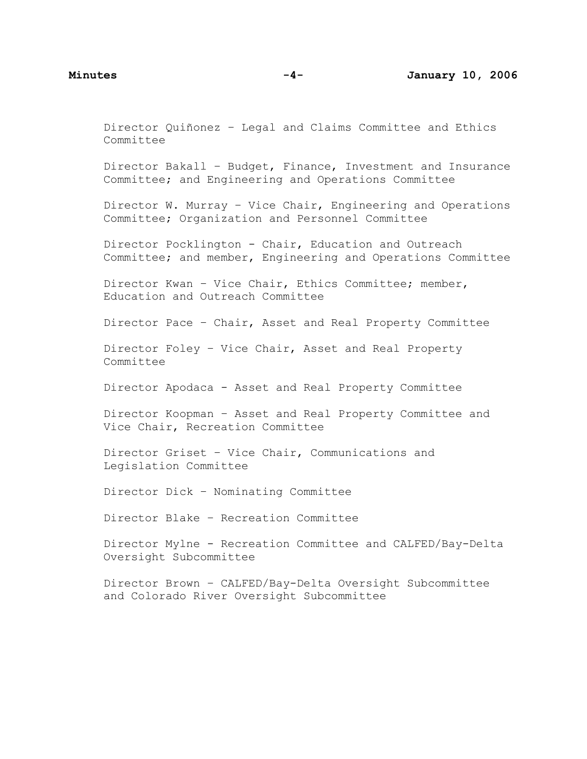Director Quiñonez – Legal and Claims Committee and Ethics Committee

Director Bakall – Budget, Finance, Investment and Insurance Committee; and Engineering and Operations Committee

Director W. Murray – Vice Chair, Engineering and Operations Committee; Organization and Personnel Committee

Director Pocklington - Chair, Education and Outreach Committee; and member, Engineering and Operations Committee

Director Kwan – Vice Chair, Ethics Committee; member, Education and Outreach Committee

Director Pace – Chair, Asset and Real Property Committee

Director Foley – Vice Chair, Asset and Real Property Committee

Director Apodaca - Asset and Real Property Committee

Director Koopman – Asset and Real Property Committee and Vice Chair, Recreation Committee

Director Griset – Vice Chair, Communications and Legislation Committee

Director Dick – Nominating Committee

Director Blake – Recreation Committee

Director Mylne - Recreation Committee and CALFED/Bay-Delta Oversight Subcommittee

Director Brown – CALFED/Bay-Delta Oversight Subcommittee and Colorado River Oversight Subcommittee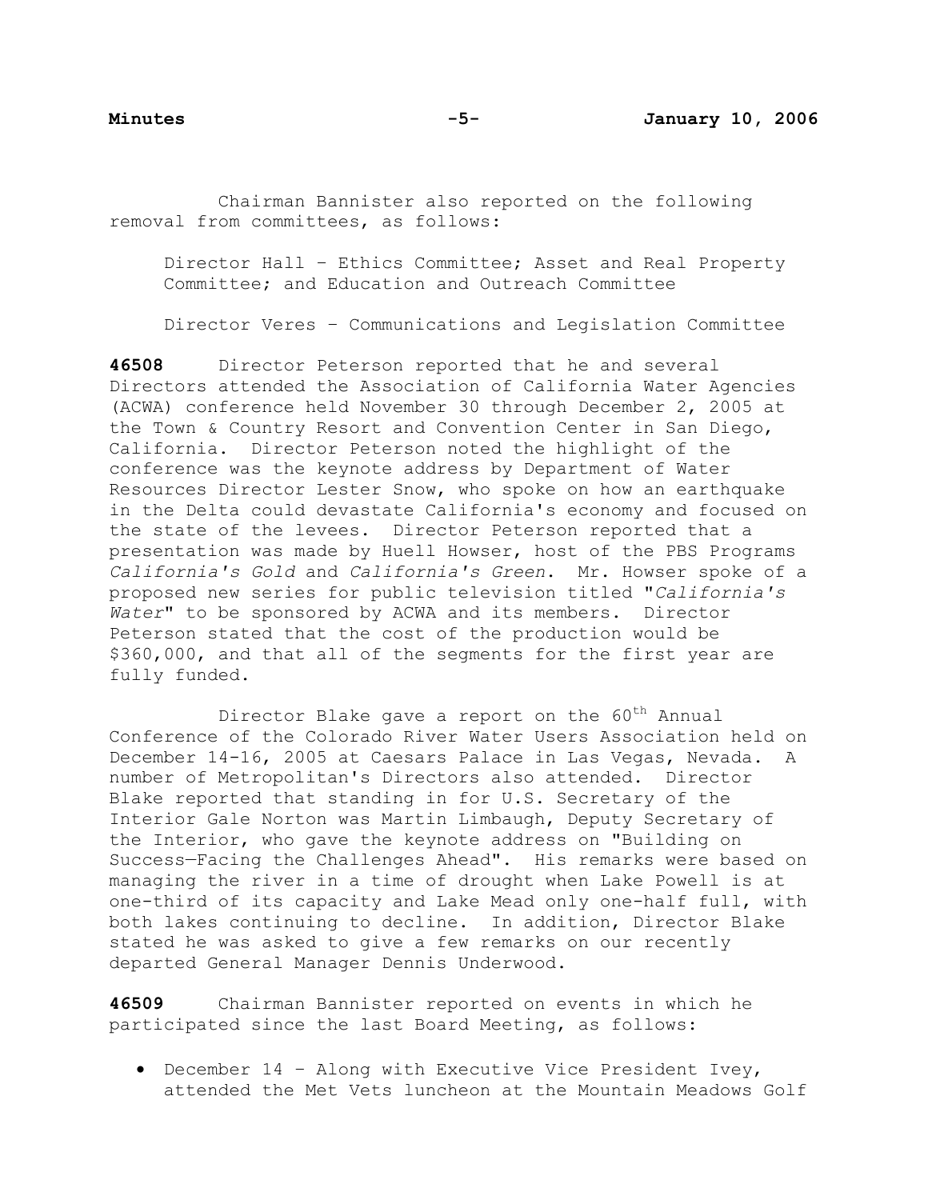Chairman Bannister also reported on the following removal from committees, as follows:

Director Hall – Ethics Committee; Asset and Real Property Committee; and Education and Outreach Committee

Director Veres – Communications and Legislation Committee

**46508** Director Peterson reported that he and several Directors attended the Association of California Water Agencies (ACWA) conference held November 30 through December 2, 2005 at the Town & Country Resort and Convention Center in San Diego, California. Director Peterson noted the highlight of the conference was the keynote address by Department of Water Resources Director Lester Snow, who spoke on how an earthquake in the Delta could devastate California's economy and focused on the state of the levees. Director Peterson reported that a presentation was made by Huell Howser, host of the PBS Programs *California's Gold* and *California's Green*. Mr. Howser spoke of a proposed new series for public television titled "*California's Water*" to be sponsored by ACWA and its members. Director Peterson stated that the cost of the production would be $360,000, and that all of the segments for the first year are fully funded.

Director Blake gave a report on the 60th Annual Conference of the Colorado River Water Users Association held on December 14-16, 2005 at Caesars Palace in Las Vegas, Nevada. A number of Metropolitan's Directors also attended. Director Blake reported that standing in for U.S. Secretary of the Interior Gale Norton was Martin Limbaugh, Deputy Secretary of the Interior, who gave the keynote address on "Building on Success—Facing the Challenges Ahead". His remarks were based on managing the river in a time of drought when Lake Powell is at one-third of its capacity and Lake Mead only one-half full, with both lakes continuing to decline. In addition, Director Blake stated he was asked to give a few remarks on our recently departed General Manager Dennis Underwood.

**46509** Chairman Bannister reported on events in which he participated since the last Board Meeting, as follows:

- December 14 – Along with Executive Vice President Ivey, attended the Met Vets luncheon at the Mountain Meadows Golf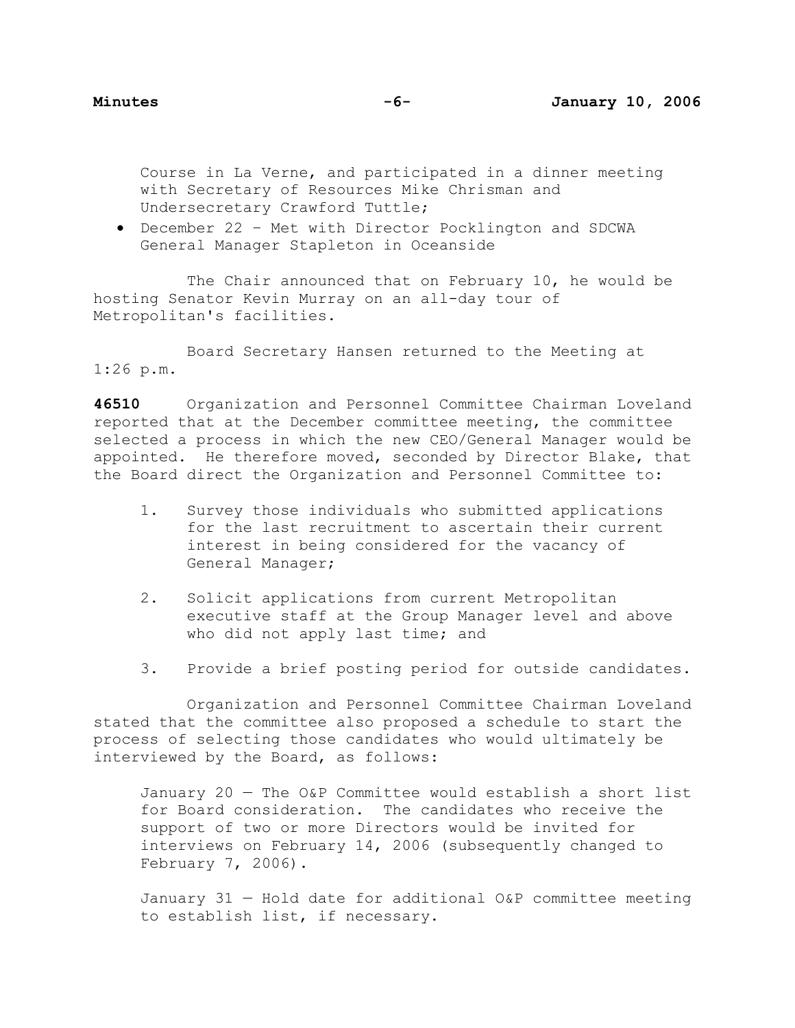Course in La Verne, and participated in a dinner meeting with Secretary of Resources Mike Chrisman and Undersecretary Crawford Tuttle;

- December 22 – Met with Director Pocklington and SDCWA General Manager Stapleton in Oceanside

The Chair announced that on February 10, he would be hosting Senator Kevin Murray on an all-day tour of Metropolitan's facilities.

Board Secretary Hansen returned to the Meeting at 1:26 p.m.

**46510** Organization and Personnel Committee Chairman Loveland reported that at the December committee meeting, the committee selected a process in which the new CEO/General Manager would be appointed. He therefore moved, seconded by Director Blake, that the Board direct the Organization and Personnel Committee to:

1. Survey those individuals who submitted applications for the last recruitment to ascertain their current interest in being considered for the vacancy of General Manager;

2. Solicit applications from current Metropolitan executive staff at the Group Manager level and above who did not apply last time; and

3. Provide a brief posting period for outside candidates.

Organization and Personnel Committee Chairman Loveland stated that the committee also proposed a schedule to start the process of selecting those candidates who would ultimately be interviewed by the Board, as follows:

January 20 — The O&P Committee would establish a short list for Board consideration. The candidates who receive the support of two or more Directors would be invited for interviews on February 14, 2006 (subsequently changed to February 7, 2006).

January 31 — Hold date for additional O&P committee meeting to establish list, if necessary.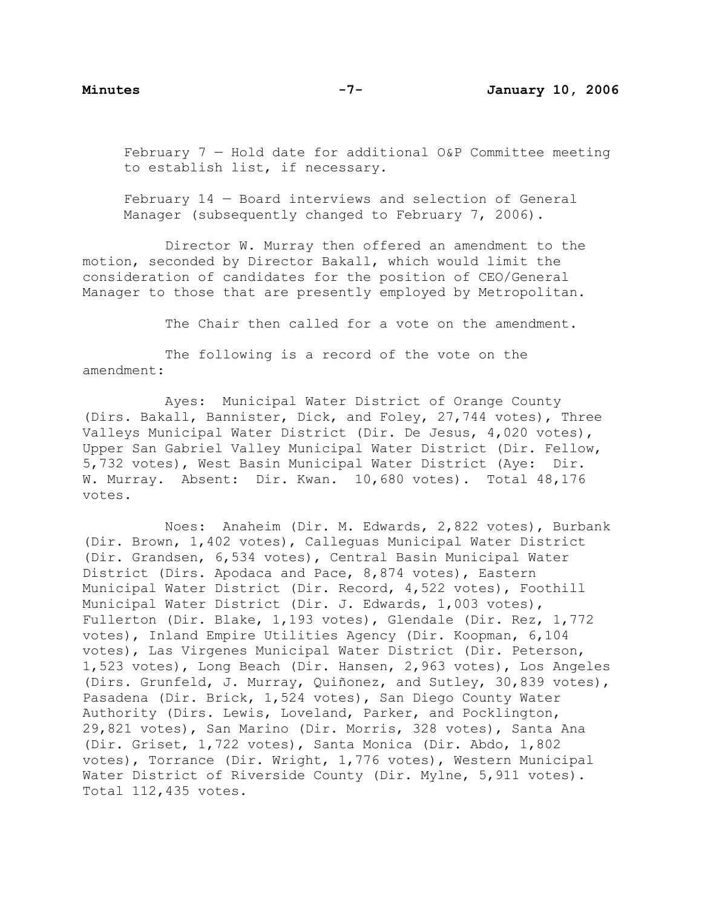February 7 — Hold date for additional O&P Committee meeting to establish list, if necessary.

February 14 — Board interviews and selection of General Manager (subsequently changed to February 7, 2006).

Director W. Murray then offered an amendment to the motion, seconded by Director Bakall, which would limit the consideration of candidates for the position of CEO/General Manager to those that are presently employed by Metropolitan.

The Chair then called for a vote on the amendment.

The following is a record of the vote on the amendment:

Ayes: Municipal Water District of Orange County (Dirs. Bakall, Bannister, Dick, and Foley, 27,744 votes), Three Valleys Municipal Water District (Dir. De Jesus, 4,020 votes), Upper San Gabriel Valley Municipal Water District (Dir. Fellow, 5,732 votes), West Basin Municipal Water District (Aye: Dir. W. Murray. Absent: Dir. Kwan. 10,680 votes). Total 48,176 votes.

Noes: Anaheim (Dir. M. Edwards, 2,822 votes), Burbank (Dir. Brown, 1,402 votes), Calleguas Municipal Water District (Dir. Grandsen, 6,534 votes), Central Basin Municipal Water District (Dirs. Apodaca and Pace, 8,874 votes), Eastern Municipal Water District (Dir. Record, 4,522 votes), Foothill Municipal Water District (Dir. J. Edwards, 1,003 votes), Fullerton (Dir. Blake, 1,193 votes), Glendale (Dir. Rez, 1,772 votes), Inland Empire Utilities Agency (Dir. Koopman, 6,104 votes), Las Virgenes Municipal Water District (Dir. Peterson, 1,523 votes), Long Beach (Dir. Hansen, 2,963 votes), Los Angeles (Dirs. Grunfeld, J. Murray, Quiñonez, and Sutley, 30,839 votes), Pasadena (Dir. Brick, 1,524 votes), San Diego County Water Authority (Dirs. Lewis, Loveland, Parker, and Pocklington, 29,821 votes), San Marino (Dir. Morris, 328 votes), Santa Ana (Dir. Griset, 1,722 votes), Santa Monica (Dir. Abdo, 1,802 votes), Torrance (Dir. Wright, 1,776 votes), Western Municipal Water District of Riverside County (Dir. Mylne, 5,911 votes). Total 112,435 votes.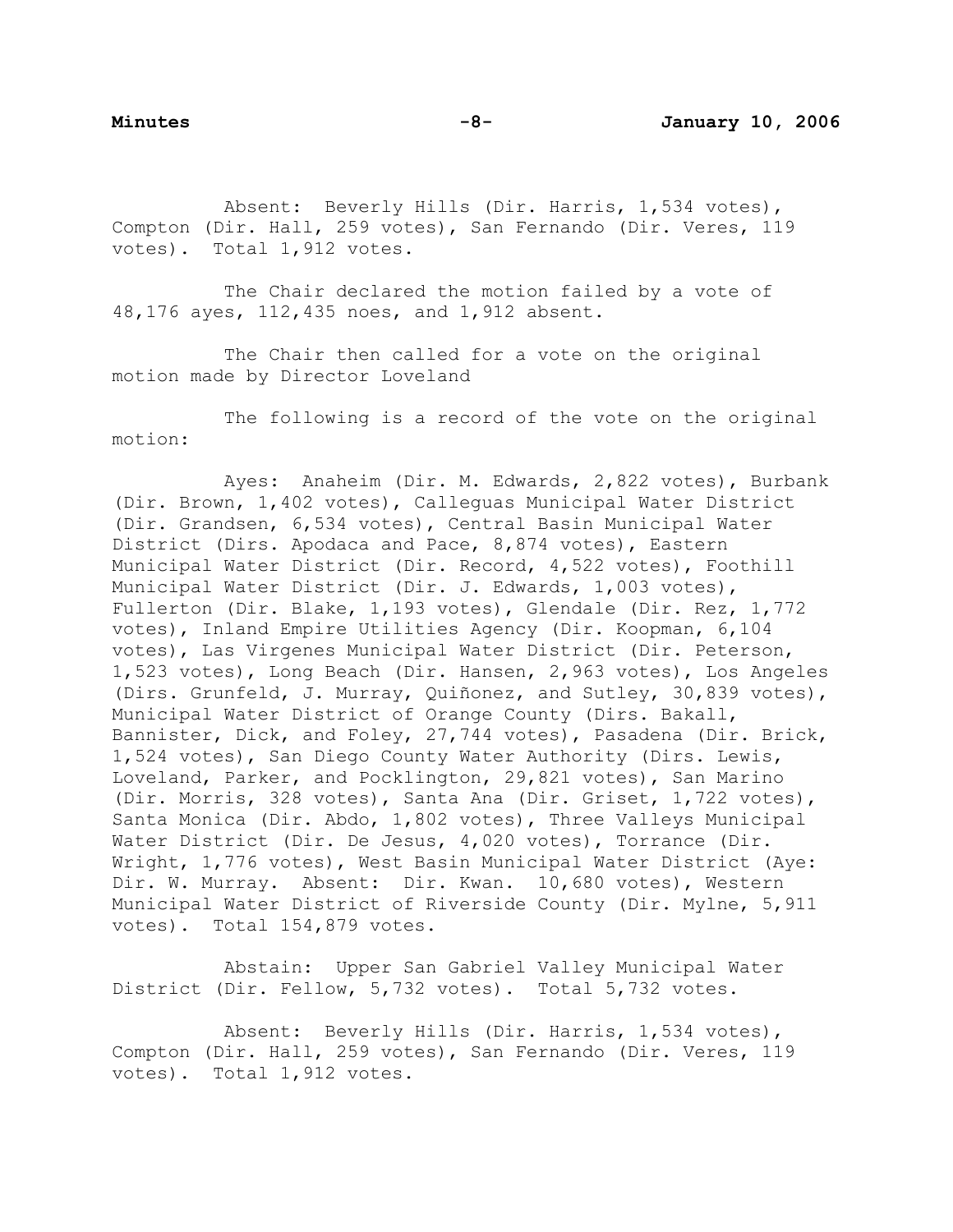Absent: Beverly Hills (Dir. Harris, 1,534 votes), Compton (Dir. Hall, 259 votes), San Fernando (Dir. Veres, 119 votes). Total 1,912 votes.

The Chair declared the motion failed by a vote of 48,176 ayes, 112,435 noes, and 1,912 absent.

The Chair then called for a vote on the original motion made by Director Loveland

The following is a record of the vote on the original motion:

Ayes: Anaheim (Dir. M. Edwards, 2,822 votes), Burbank (Dir. Brown, 1,402 votes), Calleguas Municipal Water District (Dir. Grandsen, 6,534 votes), Central Basin Municipal Water District (Dirs. Apodaca and Pace, 8,874 votes), Eastern Municipal Water District (Dir. Record, 4,522 votes), Foothill Municipal Water District (Dir. J. Edwards, 1,003 votes), Fullerton (Dir. Blake, 1,193 votes), Glendale (Dir. Rez, 1,772 votes), Inland Empire Utilities Agency (Dir. Koopman, 6,104 votes), Las Virgenes Municipal Water District (Dir. Peterson, 1,523 votes), Long Beach (Dir. Hansen, 2,963 votes), Los Angeles (Dirs. Grunfeld, J. Murray, Quiñonez, and Sutley, 30,839 votes), Municipal Water District of Orange County (Dirs. Bakall, Bannister, Dick, and Foley, 27,744 votes), Pasadena (Dir. Brick, 1,524 votes), San Diego County Water Authority (Dirs. Lewis, Loveland, Parker, and Pocklington, 29,821 votes), San Marino (Dir. Morris, 328 votes), Santa Ana (Dir. Griset, 1,722 votes), Santa Monica (Dir. Abdo, 1,802 votes), Three Valleys Municipal Water District (Dir. De Jesus, 4,020 votes), Torrance (Dir. Wright, 1,776 votes), West Basin Municipal Water District (Aye: Dir. W. Murray. Absent: Dir. Kwan. 10,680 votes), Western Municipal Water District of Riverside County (Dir. Mylne, 5,911 votes). Total 154,879 votes.

Abstain: Upper San Gabriel Valley Municipal Water District (Dir. Fellow, 5,732 votes). Total 5,732 votes.

Absent: Beverly Hills (Dir. Harris, 1,534 votes), Compton (Dir. Hall, 259 votes), San Fernando (Dir. Veres, 119 votes). Total 1,912 votes.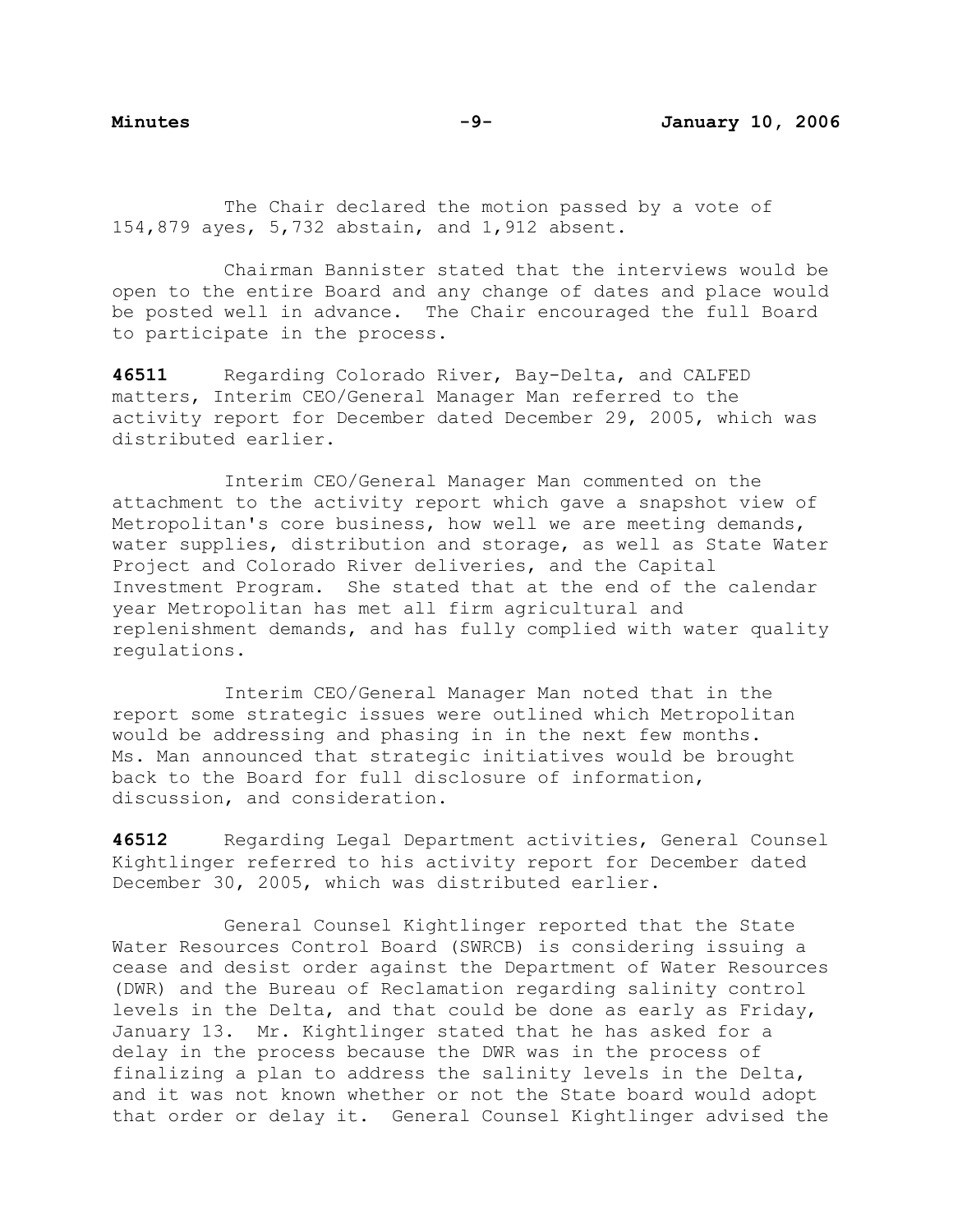The Chair declared the motion passed by a vote of 154,879 ayes, 5,732 abstain, and 1,912 absent.

Chairman Bannister stated that the interviews would be open to the entire Board and any change of dates and place would be posted well in advance. The Chair encouraged the full Board to participate in the process.

**46511** Regarding Colorado River, Bay-Delta, and CALFED matters, Interim CEO/General Manager Man referred to the activity report for December dated December 29, 2005, which was distributed earlier.

Interim CEO/General Manager Man commented on the attachment to the activity report which gave a snapshot view of Metropolitan's core business, how well we are meeting demands, water supplies, distribution and storage, as well as State Water Project and Colorado River deliveries, and the Capital Investment Program. She stated that at the end of the calendar year Metropolitan has met all firm agricultural and replenishment demands, and has fully complied with water quality regulations.

Interim CEO/General Manager Man noted that in the report some strategic issues were outlined which Metropolitan would be addressing and phasing in in the next few months. Ms. Man announced that strategic initiatives would be brought back to the Board for full disclosure of information, discussion, and consideration.

**46512** Regarding Legal Department activities, General Counsel Kightlinger referred to his activity report for December dated December 30, 2005, which was distributed earlier.

General Counsel Kightlinger reported that the State Water Resources Control Board (SWRCB) is considering issuing a cease and desist order against the Department of Water Resources (DWR) and the Bureau of Reclamation regarding salinity control levels in the Delta, and that could be done as early as Friday, January 13. Mr. Kightlinger stated that he has asked for a delay in the process because the DWR was in the process of finalizing a plan to address the salinity levels in the Delta, and it was not known whether or not the State board would adopt that order or delay it. General Counsel Kightlinger advised the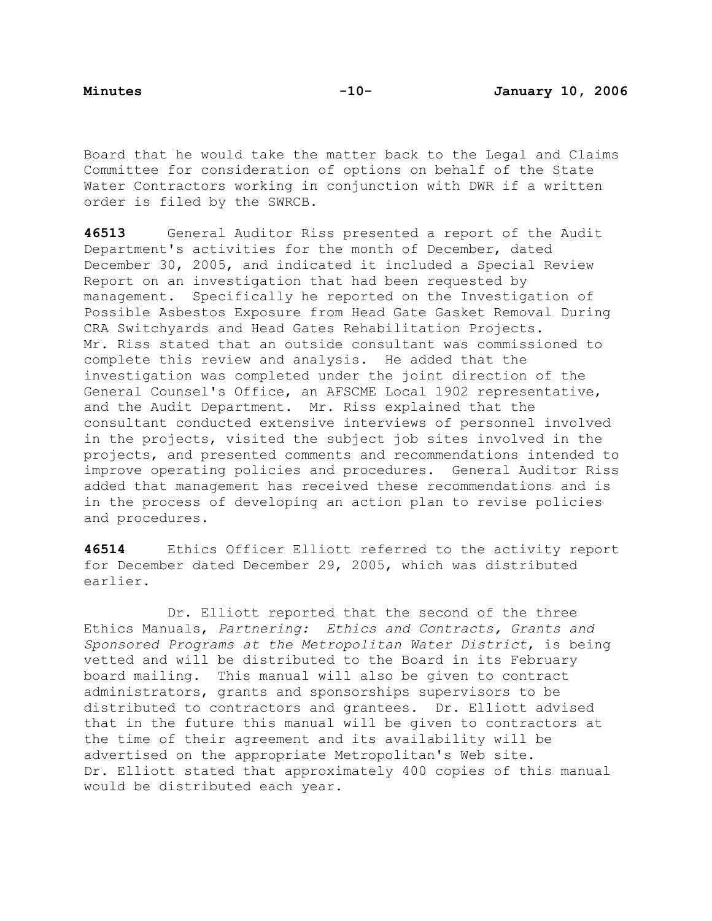Board that he would take the matter back to the Legal and Claims Committee for consideration of options on behalf of the State Water Contractors working in conjunction with DWR if a written order is filed by the SWRCB.

**46513** General Auditor Riss presented a report of the Audit Department's activities for the month of December, dated December 30, 2005, and indicated it included a Special Review Report on an investigation that had been requested by management. Specifically he reported on the Investigation of Possible Asbestos Exposure from Head Gate Gasket Removal During CRA Switchyards and Head Gates Rehabilitation Projects. Mr. Riss stated that an outside consultant was commissioned to complete this review and analysis. He added that the investigation was completed under the joint direction of the General Counsel's Office, an AFSCME Local 1902 representative, and the Audit Department. Mr. Riss explained that the consultant conducted extensive interviews of personnel involved in the projects, visited the subject job sites involved in the projects, and presented comments and recommendations intended to improve operating policies and procedures. General Auditor Riss added that management has received these recommendations and is in the process of developing an action plan to revise policies and procedures.

**46514** Ethics Officer Elliott referred to the activity report for December dated December 29, 2005, which was distributed earlier.

Dr. Elliott reported that the second of the three Ethics Manuals, *Partnering: Ethics and Contracts, Grants and Sponsored Programs at the Metropolitan Water District*, is being vetted and will be distributed to the Board in its February board mailing. This manual will also be given to contract administrators, grants and sponsorships supervisors to be distributed to contractors and grantees. Dr. Elliott advised that in the future this manual will be given to contractors at the time of their agreement and its availability will be advertised on the appropriate Metropolitan's Web site. Dr. Elliott stated that approximately 400 copies of this manual would be distributed each year.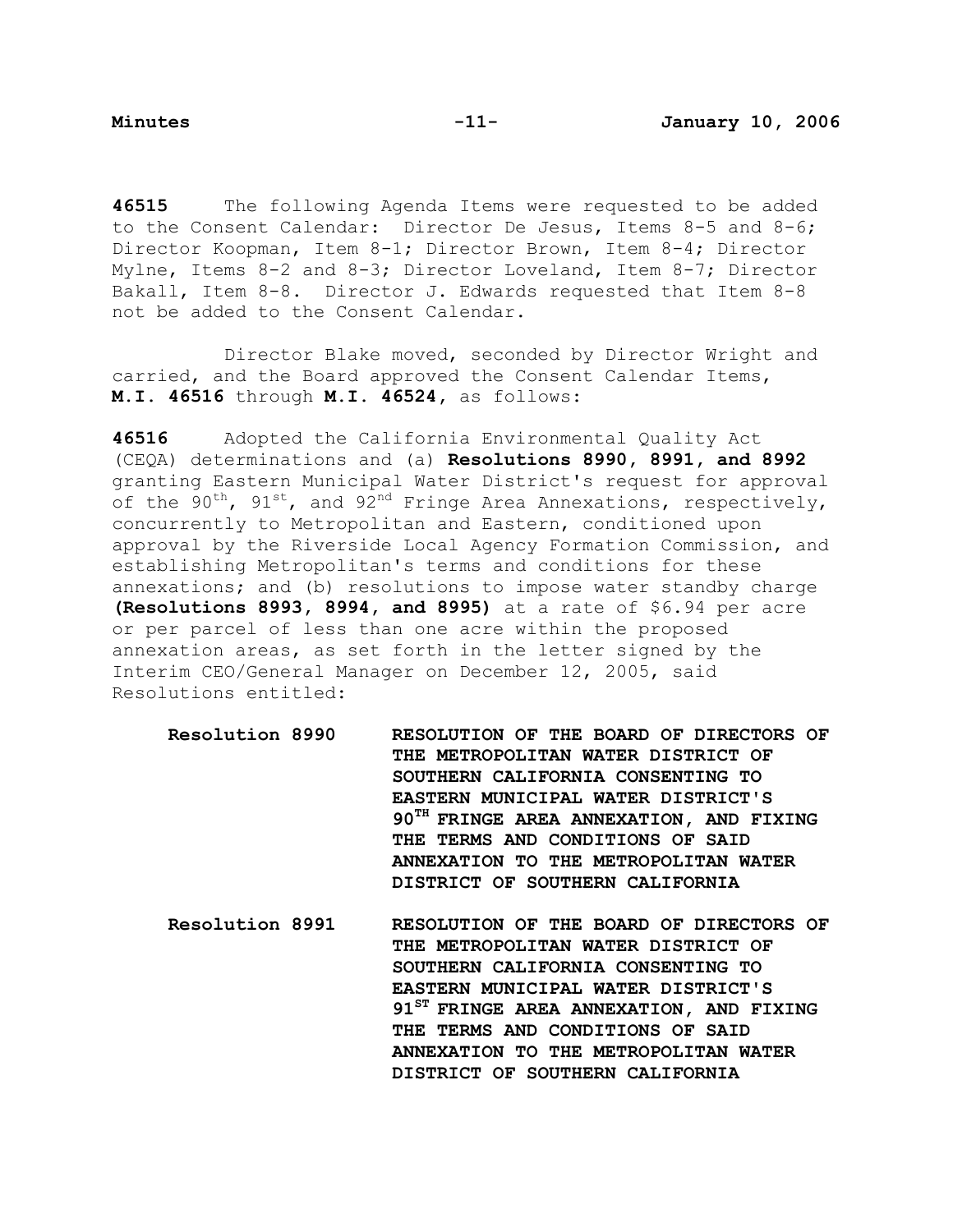**46515** The following Agenda Items were requested to be added to the Consent Calendar: Director De Jesus, Items 8-5 and 8-6; Director Koopman, Item 8-1; Director Brown, Item 8-4; Director Mylne, Items 8-2 and 8-3; Director Loveland, Item 8-7; Director Bakall, Item 8-8. Director J. Edwards requested that Item 8-8 not be added to the Consent Calendar.

Director Blake moved, seconded by Director Wright and carried, and the Board approved the Consent Calendar Items, **M.I. 46516** through **M.I. 46524**, as follows:

**46516** Adopted the California Environmental Quality Act (CEQA) determinations and (a) **Resolutions 8990, 8991, and 8992** granting Eastern Municipal Water District's request for approval of the 90th, 91st, and 92nd Fringe Area Annexations, respectively, concurrently to Metropolitan and Eastern, conditioned upon approval by the Riverside Local Agency Formation Commission, and establishing Metropolitan's terms and conditions for these annexations; and (b) resolutions to impose water standby charge **(Resolutions 8993, 8994, and 8995)** at a rate of $6.94 per acre or per parcel of less than one acre within the proposed annexation areas, as set forth in the letter signed by the Interim CEO/General Manager on December 12, 2005, said Resolutions entitled:

**Resolution 8990** **RESOLUTION OF THE BOARD OF DIRECTORS OF THE METROPOLITAN WATER DISTRICT OF SOUTHERN CALIFORNIA CONSENTING TO EASTERN MUNICIPAL WATER DISTRICT'S 90TH FRINGE AREA ANNEXATION, AND FIXING THE TERMS AND CONDITIONS OF SAID ANNEXATION TO THE METROPOLITAN WATER DISTRICT OF SOUTHERN CALIFORNIA**

**Resolution 8991** **RESOLUTION OF THE BOARD OF DIRECTORS OF THE METROPOLITAN WATER DISTRICT OF SOUTHERN CALIFORNIA CONSENTING TO EASTERN MUNICIPAL WATER DISTRICT'S 91ST FRINGE AREA ANNEXATION, AND FIXING THE TERMS AND CONDITIONS OF SAID ANNEXATION TO THE METROPOLITAN WATER DISTRICT OF SOUTHERN CALIFORNIA**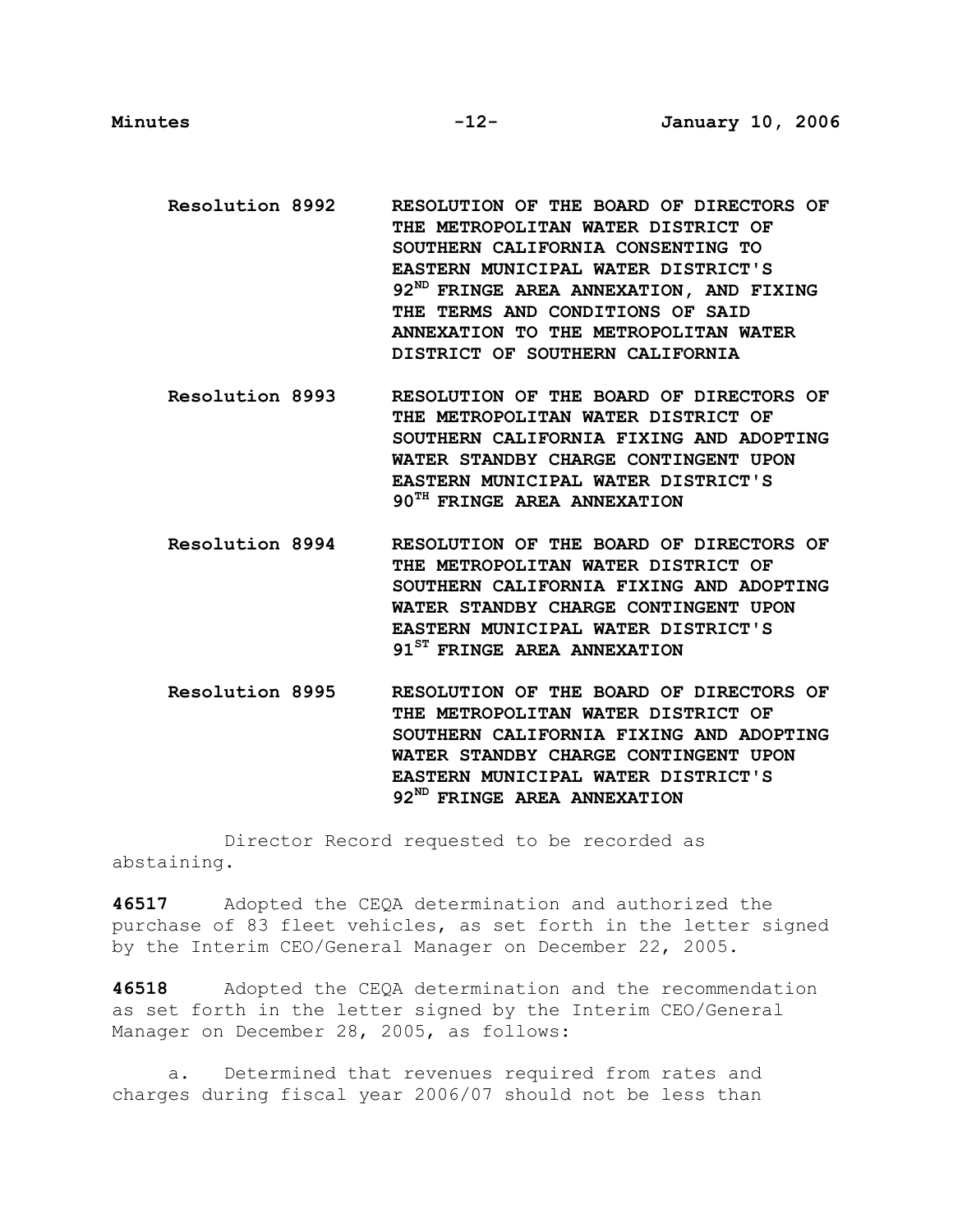**Resolution 8992** **RESOLUTION OF THE BOARD OF DIRECTORS OF THE METROPOLITAN WATER DISTRICT OF SOUTHERN CALIFORNIA CONSENTING TO EASTERN MUNICIPAL WATER DISTRICT'S 92ND FRINGE AREA ANNEXATION, AND FIXING THE TERMS AND CONDITIONS OF SAID ANNEXATION TO THE METROPOLITAN WATER DISTRICT OF SOUTHERN CALIFORNIA**

**Resolution 8993** **RESOLUTION OF THE BOARD OF DIRECTORS OF THE METROPOLITAN WATER DISTRICT OF SOUTHERN CALIFORNIA FIXING AND ADOPTING WATER STANDBY CHARGE CONTINGENT UPON EASTERN MUNICIPAL WATER DISTRICT'S 90TH FRINGE AREA ANNEXATION**

**Resolution 8994** **RESOLUTION OF THE BOARD OF DIRECTORS OF THE METROPOLITAN WATER DISTRICT OF SOUTHERN CALIFORNIA FIXING AND ADOPTING WATER STANDBY CHARGE CONTINGENT UPON EASTERN MUNICIPAL WATER DISTRICT'S 91ST FRINGE AREA ANNEXATION**

**Resolution 8995** **RESOLUTION OF THE BOARD OF DIRECTORS OF THE METROPOLITAN WATER DISTRICT OF SOUTHERN CALIFORNIA FIXING AND ADOPTING WATER STANDBY CHARGE CONTINGENT UPON EASTERN MUNICIPAL WATER DISTRICT'S 92ND FRINGE AREA ANNEXATION**

Director Record requested to be recorded as abstaining.

**46517** Adopted the CEQA determination and authorized the purchase of 83 fleet vehicles, as set forth in the letter signed by the Interim CEO/General Manager on December 22, 2005.

**46518** Adopted the CEQA determination and the recommendation as set forth in the letter signed by the Interim CEO/General Manager on December 28, 2005, as follows:

a. Determined that revenues required from rates and charges during fiscal year 2006/07 should not be less than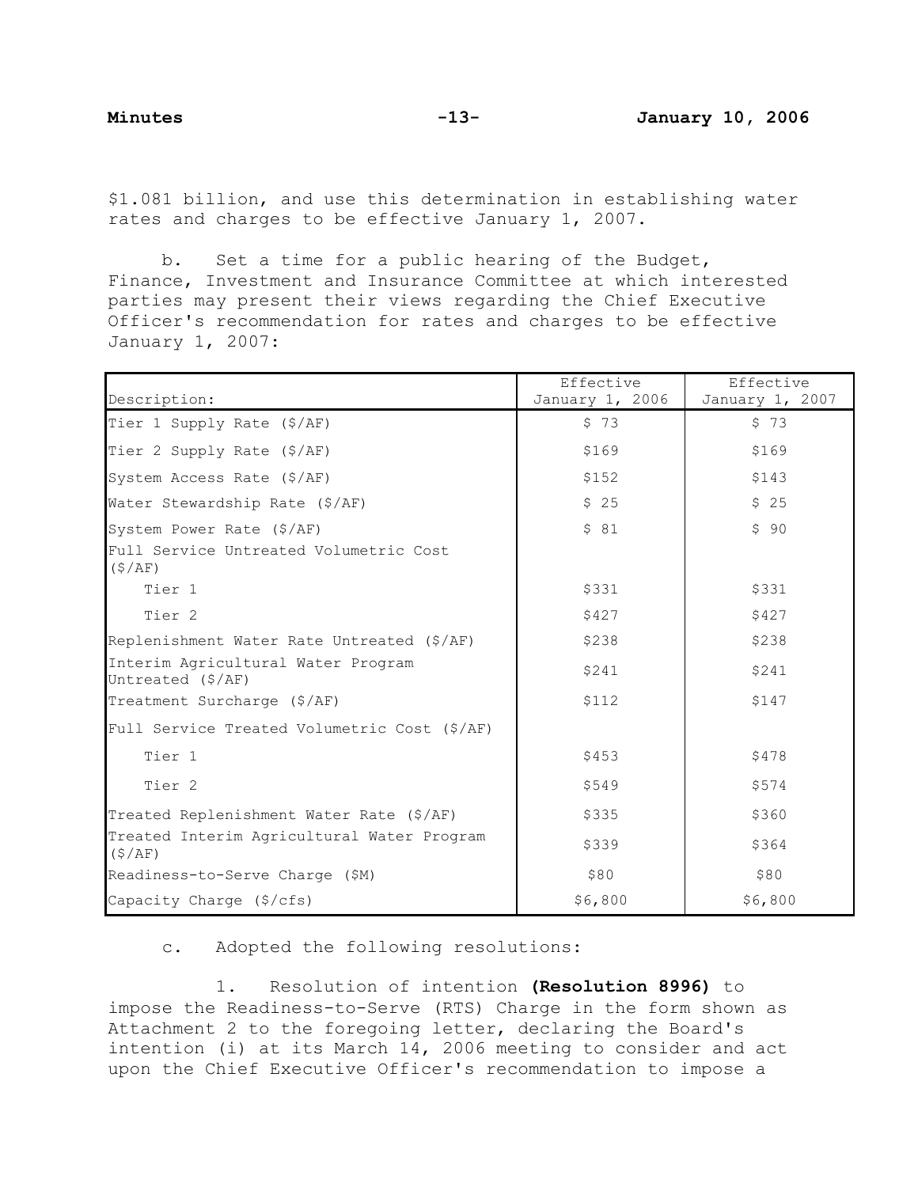$1.081 billion, and use this determination in establishing water rates and charges to be effective January 1, 2007.

b. Set a time for a public hearing of the Budget, Finance, Investment and Insurance Committee at which interested parties may present their views regarding the Chief Executive Officer's recommendation for rates and charges to be effective January 1, 2007:

| Description: | Effective January 1, 2006 | Effective January 1, 2007 |
|---|---|---|
| Tier 1 Supply Rate ($/AF) | $ 73 | $ 73 |
| Tier 2 Supply Rate ($/AF) | $169 | $169 |
| System Access Rate ($/AF) | $152 | $143 |
| Water Stewardship Rate ($/AF) | $ 25 | $ 25 |
| System Power Rate ($/AF) | $ 81 | $ 90 |
| Full Service Untreated Volumetric Cost ($/AF) | | |
| Tier 1 | $331 | $331 |
| Tier 2 | $427 | $427 |
| Replenishment Water Rate Untreated ($/AF) | $238 | $238 |
| Interim Agricultural Water Program Untreated ($/AF) | $241 | $241 |
| Treatment Surcharge ($/AF) | $112 | $147 |
| Full Service Treated Volumetric Cost ($/AF) | | |
| Tier 1 | $453 | $478 |
| Tier 2 | $549 | $574 |
| Treated Replenishment Water Rate ($/AF) | $335 | $360 |
| Treated Interim Agricultural Water Program ($/AF) | $339 | $364 |
| Readiness-to-Serve Charge ($M) | $80 | $80 |
| Capacity Charge ($/cfs) | $6,800 | $6,800 |

c. Adopted the following resolutions:

1. Resolution of intention **(Resolution 8996)** to impose the Readiness-to-Serve (RTS) Charge in the form shown as Attachment 2 to the foregoing letter, declaring the Board's intention (i) at its March 14, 2006 meeting to consider and act upon the Chief Executive Officer's recommendation to impose a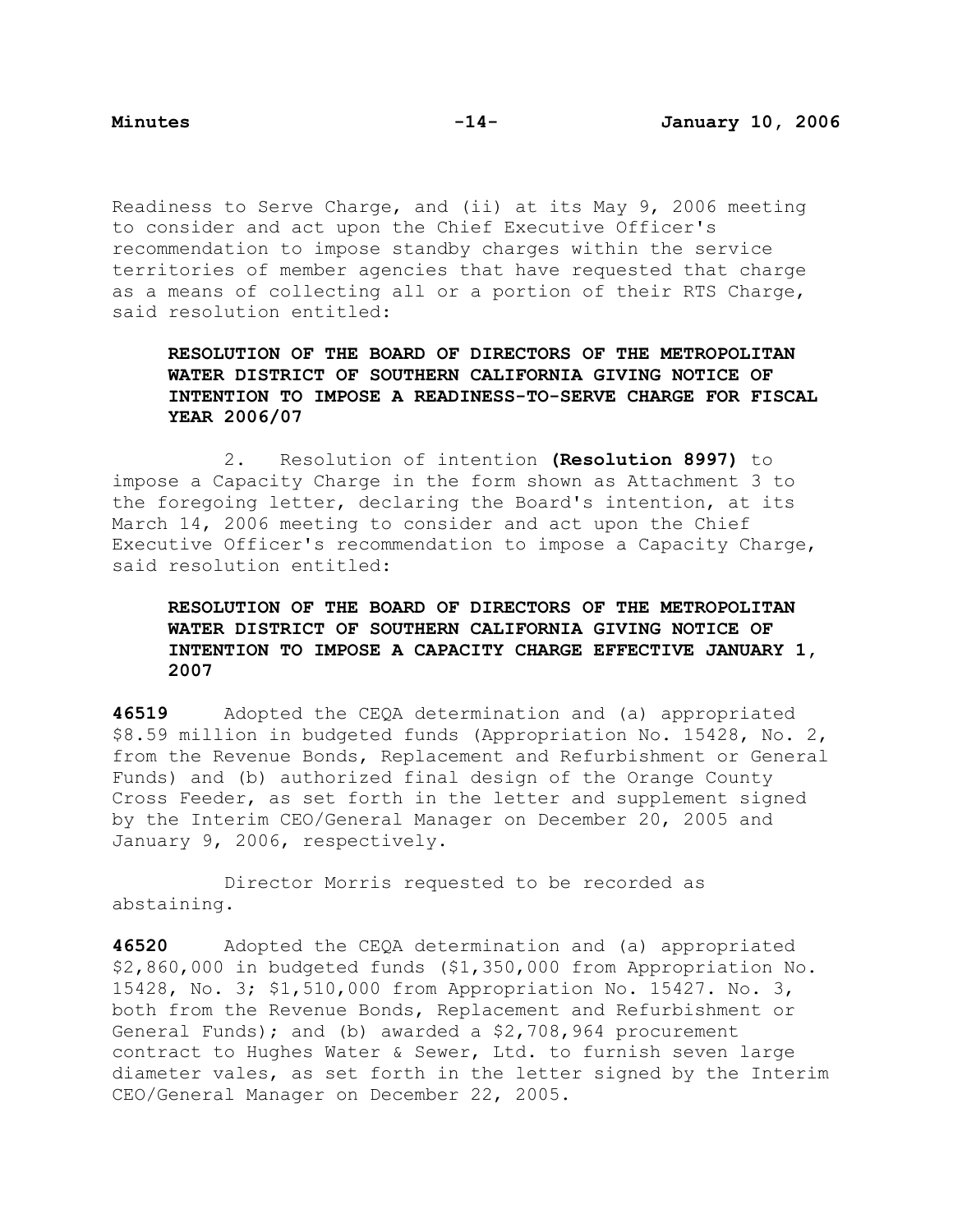Readiness to Serve Charge, and (ii) at its May 9, 2006 meeting to consider and act upon the Chief Executive Officer's recommendation to impose standby charges within the service territories of member agencies that have requested that charge as a means of collecting all or a portion of their RTS Charge, said resolution entitled:

> **RESOLUTION OF THE BOARD OF DIRECTORS OF THE METROPOLITAN WATER DISTRICT OF SOUTHERN CALIFORNIA GIVING NOTICE OF INTENTION TO IMPOSE A READINESS-TO-SERVE CHARGE FOR FISCAL YEAR 2006/07**

2. Resolution of intention **(Resolution 8997)** to impose a Capacity Charge in the form shown as Attachment 3 to the foregoing letter, declaring the Board's intention, at its March 14, 2006 meeting to consider and act upon the Chief Executive Officer's recommendation to impose a Capacity Charge, said resolution entitled:

> **RESOLUTION OF THE BOARD OF DIRECTORS OF THE METROPOLITAN WATER DISTRICT OF SOUTHERN CALIFORNIA GIVING NOTICE OF INTENTION TO IMPOSE A CAPACITY CHARGE EFFECTIVE JANUARY 1, 2007**

**46519** Adopted the CEQA determination and (a) appropriated $8.59 million in budgeted funds (Appropriation No. 15428, No. 2, from the Revenue Bonds, Replacement and Refurbishment or General Funds) and (b) authorized final design of the Orange County Cross Feeder, as set forth in the letter and supplement signed by the Interim CEO/General Manager on December 20, 2005 and January 9, 2006, respectively.

Director Morris requested to be recorded as abstaining.

**46520** Adopted the CEQA determination and (a) appropriated $2,860,000 in budgeted funds ($1,350,000 from Appropriation No. 15428, No. 3; $1,510,000 from Appropriation No. 15427. No. 3, both from the Revenue Bonds, Replacement and Refurbishment or General Funds); and (b) awarded a $2,708,964 procurement contract to Hughes Water & Sewer, Ltd. to furnish seven large diameter vales, as set forth in the letter signed by the Interim CEO/General Manager on December 22, 2005.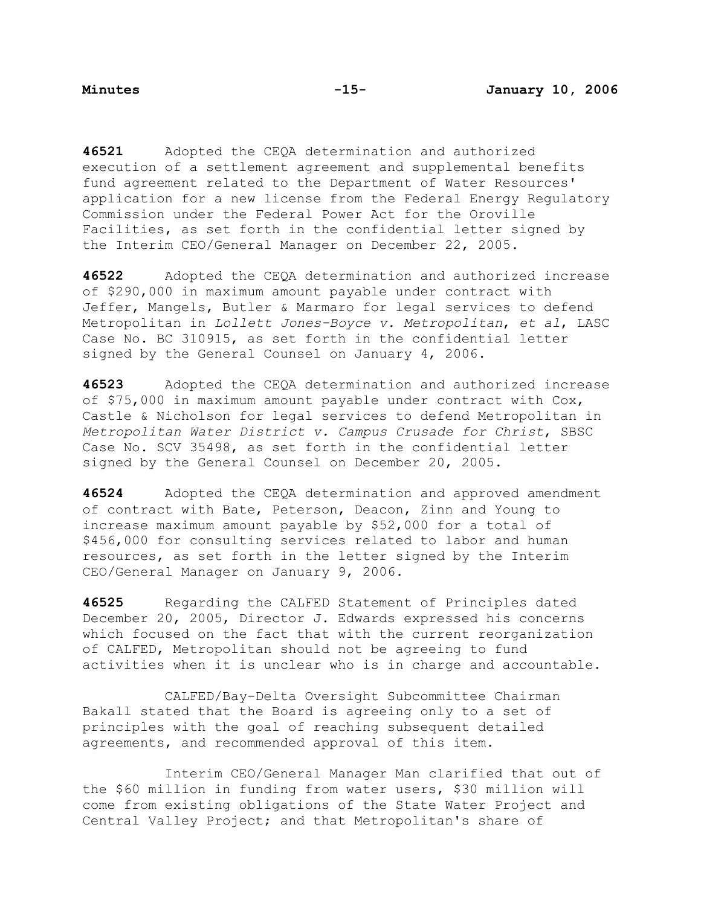**46521** Adopted the CEQA determination and authorized execution of a settlement agreement and supplemental benefits fund agreement related to the Department of Water Resources' application for a new license from the Federal Energy Regulatory Commission under the Federal Power Act for the Oroville Facilities, as set forth in the confidential letter signed by the Interim CEO/General Manager on December 22, 2005.

**46522** Adopted the CEQA determination and authorized increase of $290,000 in maximum amount payable under contract with Jeffer, Mangels, Butler & Marmaro for legal services to defend Metropolitan in *Lollett Jones-Boyce v. Metropolitan*, *et al*, LASC Case No. BC 310915, as set forth in the confidential letter signed by the General Counsel on January 4, 2006.

**46523** Adopted the CEQA determination and authorized increase of $75,000 in maximum amount payable under contract with Cox, Castle & Nicholson for legal services to defend Metropolitan in *Metropolitan Water District v. Campus Crusade for Christ*, SBSC Case No. SCV 35498, as set forth in the confidential letter signed by the General Counsel on December 20, 2005.

**46524** Adopted the CEQA determination and approved amendment of contract with Bate, Peterson, Deacon, Zinn and Young to increase maximum amount payable by $52,000 for a total of $456,000 for consulting services related to labor and human resources, as set forth in the letter signed by the Interim CEO/General Manager on January 9, 2006.

**46525** Regarding the CALFED Statement of Principles dated December 20, 2005, Director J. Edwards expressed his concerns which focused on the fact that with the current reorganization of CALFED, Metropolitan should not be agreeing to fund activities when it is unclear who is in charge and accountable.

CALFED/Bay-Delta Oversight Subcommittee Chairman Bakall stated that the Board is agreeing only to a set of principles with the goal of reaching subsequent detailed agreements, and recommended approval of this item.

Interim CEO/General Manager Man clarified that out of the $60 million in funding from water users, $30 million will come from existing obligations of the State Water Project and Central Valley Project; and that Metropolitan's share of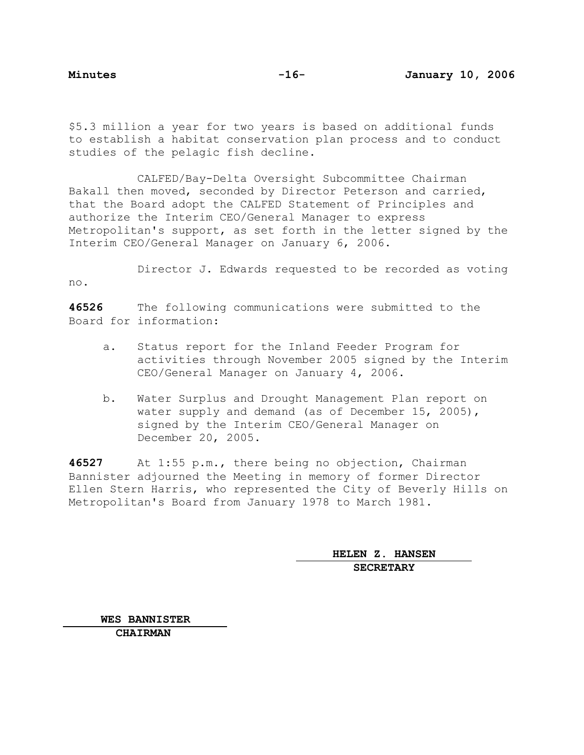$5.3 million a year for two years is based on additional funds to establish a habitat conservation plan process and to conduct studies of the pelagic fish decline.

CALFED/Bay-Delta Oversight Subcommittee Chairman Bakall then moved, seconded by Director Peterson and carried, that the Board adopt the CALFED Statement of Principles and authorize the Interim CEO/General Manager to express Metropolitan's support, as set forth in the letter signed by the Interim CEO/General Manager on January 6, 2006.

Director J. Edwards requested to be recorded as voting no.

**46526** The following communications were submitted to the Board for information:

a. Status report for the Inland Feeder Program for activities through November 2005 signed by the Interim CEO/General Manager on January 4, 2006.

b. Water Surplus and Drought Management Plan report on water supply and demand (as of December 15, 2005), signed by the Interim CEO/General Manager on December 20, 2005.

**46527** At 1:55 p.m., there being no objection, Chairman Bannister adjourned the Meeting in memory of former Director Ellen Stern Harris, who represented the City of Beverly Hills on Metropolitan's Board from January 1978 to March 1981.

**HELEN Z. HANSEN**
**SECRETARY**

**WES BANNISTER**
**CHAIRMAN**